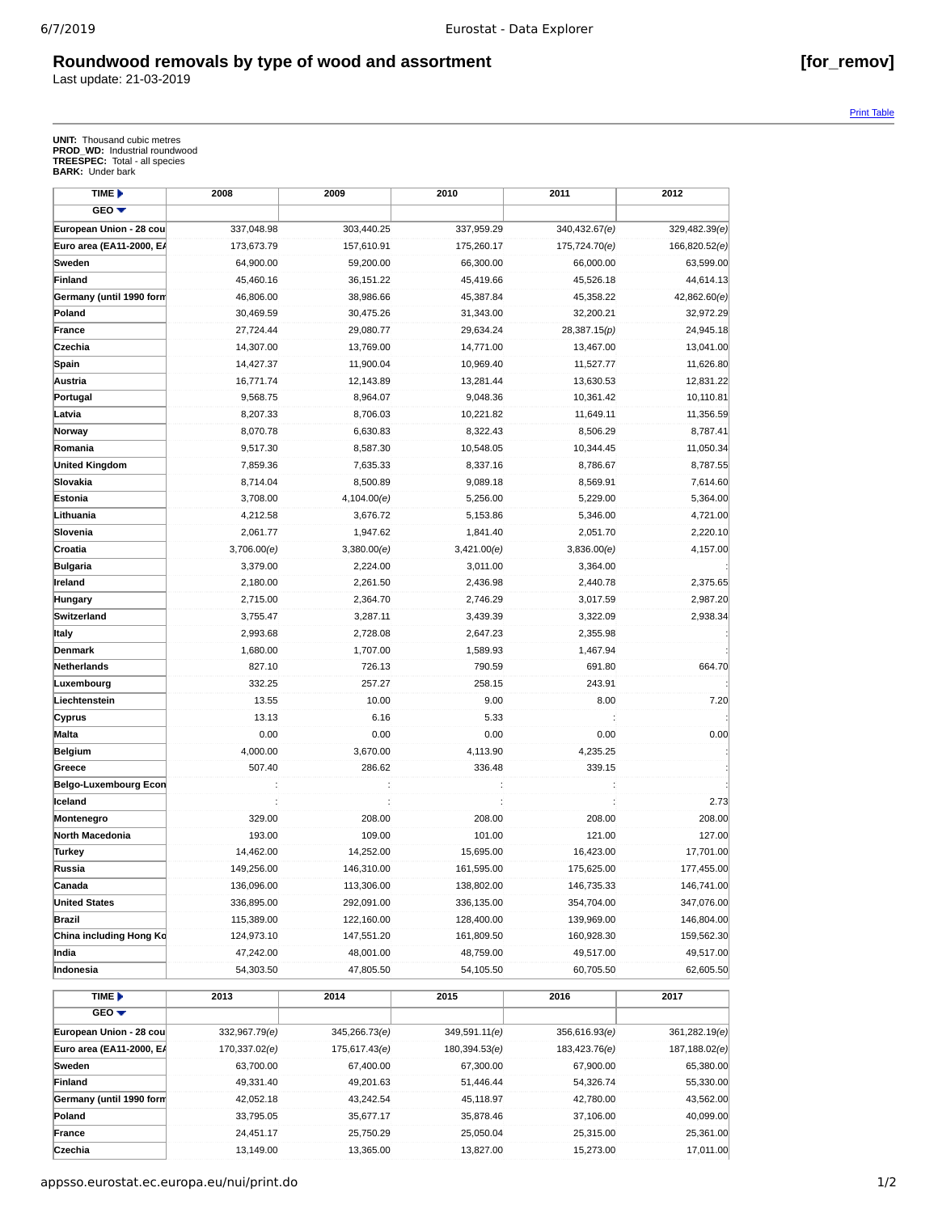# Roundwood removals by type of wood and assortment

**[for_remov]**

Last update: 21-03-2019

Print Table

**UNIT:** Thousand cubic metres
**PROD_WD:** Industrial roundwood
**TREESPEC:** Total - all species
**BARK:** Under bark

| TIME ▶ / GEO ▼ | 2008 | 2009 | 2010 | 2011 | 2012 |
|---|---|---|---|---|---|
| European Union - 28 cou | 337,048.98 | 303,440.25 | 337,959.29 | 340,432.67*(e)* | 329,482.39*(e)* |
| Euro area (EA11-2000, EA | 173,673.79 | 157,610.91 | 175,260.17 | 175,724.70*(e)* | 166,820.52*(e)* |
| Sweden | 64,900.00 | 59,200.00 | 66,300.00 | 66,000.00 | 63,599.00 |
| Finland | 45,460.16 | 36,151.22 | 45,419.66 | 45,526.18 | 44,614.13 |
| Germany (until 1990 form | 46,806.00 | 38,986.66 | 45,387.84 | 45,358.22 | 42,862.60*(e)* |
| Poland | 30,469.59 | 30,475.26 | 31,343.00 | 32,200.21 | 32,972.29 |
| France | 27,724.44 | 29,080.77 | 29,634.24 | 28,387.15*(p)* | 24,945.18 |
| Czechia | 14,307.00 | 13,769.00 | 14,771.00 | 13,467.00 | 13,041.00 |
| Spain | 14,427.37 | 11,900.04 | 10,969.40 | 11,527.77 | 11,626.80 |
| Austria | 16,771.74 | 12,143.89 | 13,281.44 | 13,630.53 | 12,831.22 |
| Portugal | 9,568.75 | 8,964.07 | 9,048.36 | 10,361.42 | 10,110.81 |
| Latvia | 8,207.33 | 8,706.03 | 10,221.82 | 11,649.11 | 11,356.59 |
| Norway | 8,070.78 | 6,630.83 | 8,322.43 | 8,506.29 | 8,787.41 |
| Romania | 9,517.30 | 8,587.30 | 10,548.05 | 10,344.45 | 11,050.34 |
| United Kingdom | 7,859.36 | 7,635.33 | 8,337.16 | 8,786.67 | 8,787.55 |
| Slovakia | 8,714.04 | 8,500.89 | 9,089.18 | 8,569.91 | 7,614.60 |
| Estonia | 3,708.00 | 4,104.00*(e)* | 5,256.00 | 5,229.00 | 5,364.00 |
| Lithuania | 4,212.58 | 3,676.72 | 5,153.86 | 5,346.00 | 4,721.00 |
| Slovenia | 2,061.77 | 1,947.62 | 1,841.40 | 2,051.70 | 2,220.10 |
| Croatia | 3,706.00*(e)* | 3,380.00*(e)* | 3,421.00*(e)* | 3,836.00*(e)* | 4,157.00 |
| Bulgaria | 3,379.00 | 2,224.00 | 3,011.00 | 3,364.00 | : |
| Ireland | 2,180.00 | 2,261.50 | 2,436.98 | 2,440.78 | 2,375.65 |
| Hungary | 2,715.00 | 2,364.70 | 2,746.29 | 3,017.59 | 2,987.20 |
| Switzerland | 3,755.47 | 3,287.11 | 3,439.39 | 3,322.09 | 2,938.34 |
| Italy | 2,993.68 | 2,728.08 | 2,647.23 | 2,355.98 | : |
| Denmark | 1,680.00 | 1,707.00 | 1,589.93 | 1,467.94 | : |
| Netherlands | 827.10 | 726.13 | 790.59 | 691.80 | 664.70 |
| Luxembourg | 332.25 | 257.27 | 258.15 | 243.91 | : |
| Liechtenstein | 13.55 | 10.00 | 9.00 | 8.00 | 7.20 |
| Cyprus | 13.13 | 6.16 | 5.33 | : | : |
| Malta | 0.00 | 0.00 | 0.00 | 0.00 | 0.00 |
| Belgium | 4,000.00 | 3,670.00 | 4,113.90 | 4,235.25 | : |
| Greece | 507.40 | 286.62 | 336.48 | 339.15 | : |
| Belgo-Luxembourg Econ | : | : | : | : | : |
| Iceland | : | : | : | : | 2.73 |
| Montenegro | 329.00 | 208.00 | 208.00 | 208.00 | 208.00 |
| North Macedonia | 193.00 | 109.00 | 101.00 | 121.00 | 127.00 |
| Turkey | 14,462.00 | 14,252.00 | 15,695.00 | 16,423.00 | 17,701.00 |
| Russia | 149,256.00 | 146,310.00 | 161,595.00 | 175,625.00 | 177,455.00 |
| Canada | 136,096.00 | 113,306.00 | 138,802.00 | 146,735.33 | 146,741.00 |
| United States | 336,895.00 | 292,091.00 | 336,135.00 | 354,704.00 | 347,076.00 |
| Brazil | 115,389.00 | 122,160.00 | 128,400.00 | 139,969.00 | 146,804.00 |
| China including Hong Ko | 124,973.10 | 147,551.20 | 161,809.50 | 160,928.30 | 159,562.30 |
| India | 47,242.00 | 48,001.00 | 48,759.00 | 49,517.00 | 49,517.00 |
| Indonesia | 54,303.50 | 47,805.50 | 54,105.50 | 60,705.50 | 62,605.50 |

| TIME ▶ / GEO ▼ | 2013 | 2014 | 2015 | 2016 | 2017 |
|---|---|---|---|---|---|
| European Union - 28 cou | 332,967.79*(e)* | 345,266.73*(e)* | 349,591.11*(e)* | 356,616.93*(e)* | 361,282.19*(e)* |
| Euro area (EA11-2000, EA | 170,337.02*(e)* | 175,617.43*(e)* | 180,394.53*(e)* | 183,423.76*(e)* | 187,188.02*(e)* |
| Sweden | 63,700.00 | 67,400.00 | 67,300.00 | 67,900.00 | 65,380.00 |
| Finland | 49,331.40 | 49,201.63 | 51,446.44 | 54,326.74 | 55,330.00 |
| Germany (until 1990 form | 42,052.18 | 43,242.54 | 45,118.97 | 42,780.00 | 43,562.00 |
| Poland | 33,795.05 | 35,677.17 | 35,878.46 | 37,106.00 | 40,099.00 |
| France | 24,451.17 | 25,750.29 | 25,050.04 | 25,315.00 | 25,361.00 |
| Czechia | 13,149.00 | 13,365.00 | 13,827.00 | 15,273.00 | 17,011.00 |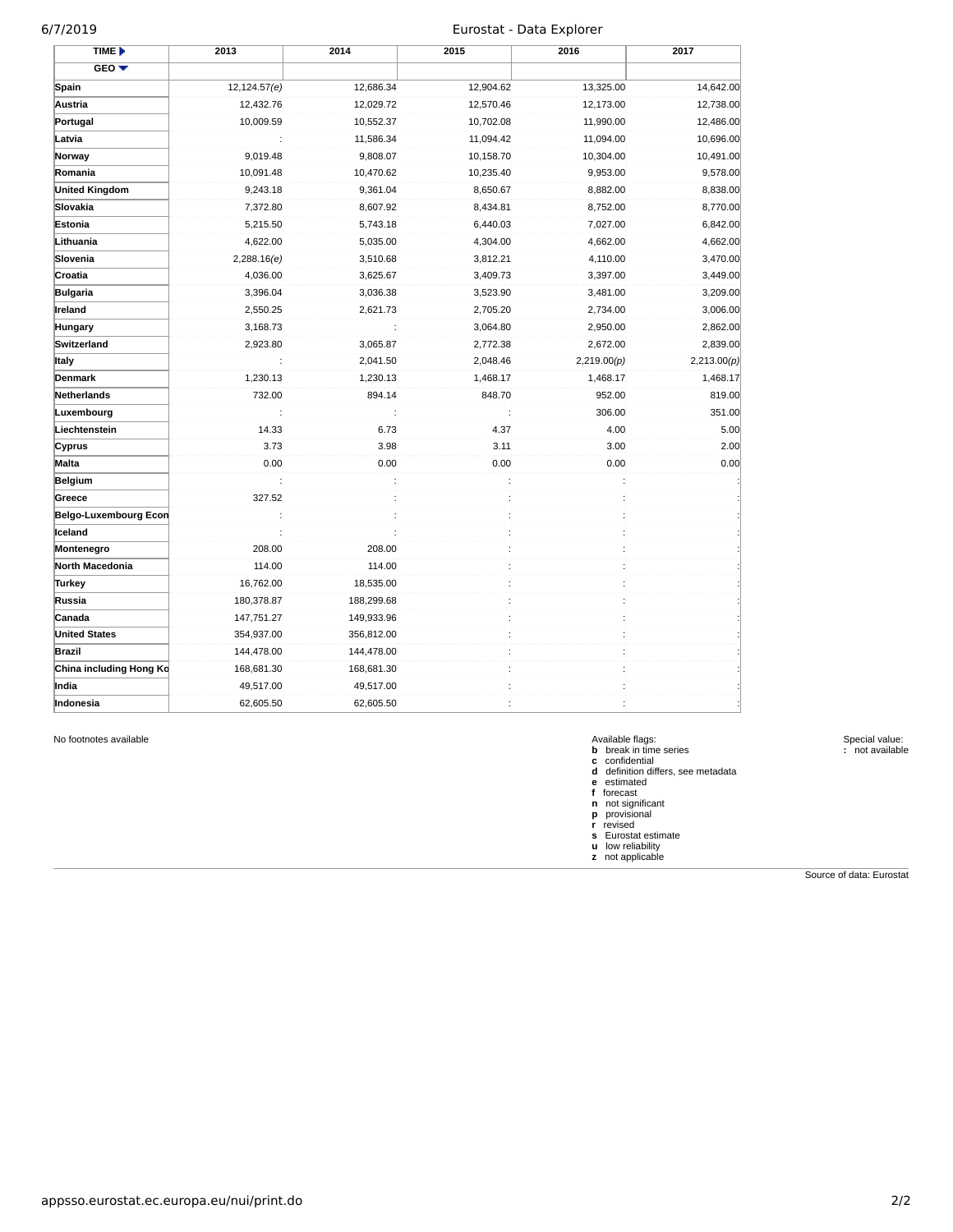| TIME ▶ / GEO ▼ | 2013 | 2014 | 2015 | 2016 | 2017 |
|---|---|---|---|---|---|
| Spain | 12,124.57(e) | 12,686.34 | 12,904.62 | 13,325.00 | 14,642.00 |
| Austria | 12,432.76 | 12,029.72 | 12,570.46 | 12,173.00 | 12,738.00 |
| Portugal | 10,009.59 | 10,552.37 | 10,702.08 | 11,990.00 | 12,486.00 |
| Latvia | : | 11,586.34 | 11,094.42 | 11,094.00 | 10,696.00 |
| Norway | 9,019.48 | 9,808.07 | 10,158.70 | 10,304.00 | 10,491.00 |
| Romania | 10,091.48 | 10,470.62 | 10,235.40 | 9,953.00 | 9,578.00 |
| United Kingdom | 9,243.18 | 9,361.04 | 8,650.67 | 8,882.00 | 8,838.00 |
| Slovakia | 7,372.80 | 8,607.92 | 8,434.81 | 8,752.00 | 8,770.00 |
| Estonia | 5,215.50 | 5,743.18 | 6,440.03 | 7,027.00 | 6,842.00 |
| Lithuania | 4,622.00 | 5,035.00 | 4,304.00 | 4,662.00 | 4,662.00 |
| Slovenia | 2,288.16(e) | 3,510.68 | 3,812.21 | 4,110.00 | 3,470.00 |
| Croatia | 4,036.00 | 3,625.67 | 3,409.73 | 3,397.00 | 3,449.00 |
| Bulgaria | 3,396.04 | 3,036.38 | 3,523.90 | 3,481.00 | 3,209.00 |
| Ireland | 2,550.25 | 2,621.73 | 2,705.20 | 2,734.00 | 3,006.00 |
| Hungary | 3,168.73 | : | 3,064.80 | 2,950.00 | 2,862.00 |
| Switzerland | 2,923.80 | 3,065.87 | 2,772.38 | 2,672.00 | 2,839.00 |
| Italy | : | 2,041.50 | 2,048.46 | 2,219.00(p) | 2,213.00(p) |
| Denmark | 1,230.13 | 1,230.13 | 1,468.17 | 1,468.17 | 1,468.17 |
| Netherlands | 732.00 | 894.14 | 848.70 | 952.00 | 819.00 |
| Luxembourg | : | : | : | 306.00 | 351.00 |
| Liechtenstein | 14.33 | 6.73 | 4.37 | 4.00 | 5.00 |
| Cyprus | 3.73 | 3.98 | 3.11 | 3.00 | 2.00 |
| Malta | 0.00 | 0.00 | 0.00 | 0.00 | 0.00 |
| Belgium | : | : | : | : | : |
| Greece | 327.52 | : | : | : | : |
| Belgo-Luxembourg Econ | : | : | : | : | : |
| Iceland | : | : | : | : | : |
| Montenegro | 208.00 | 208.00 | : | : | : |
| North Macedonia | 114.00 | 114.00 | : | : | : |
| Turkey | 16,762.00 | 18,535.00 | : | : | : |
| Russia | 180,378.87 | 188,299.68 | : | : | : |
| Canada | 147,751.27 | 149,933.96 | : | : | : |
| United States | 354,937.00 | 356,812.00 | : | : | : |
| Brazil | 144,478.00 | 144,478.00 | : | : | : |
| China including Hong Ko | 168,681.30 | 168,681.30 | : | : | : |
| India | 49,517.00 | 49,517.00 | : | : | : |
| Indonesia | 62,605.50 | 62,605.50 | : | : | : |

No footnotes available

Available flags:
**b** break in time series
**c** confidential
**d** definition differs, see metadata
**e** estimated
**f** forecast
**n** not significant
**p** provisional
**r** revised
**s** Eurostat estimate
**u** low reliability
**z** not applicable

Special value:
**:** not available

Source of data: Eurostat